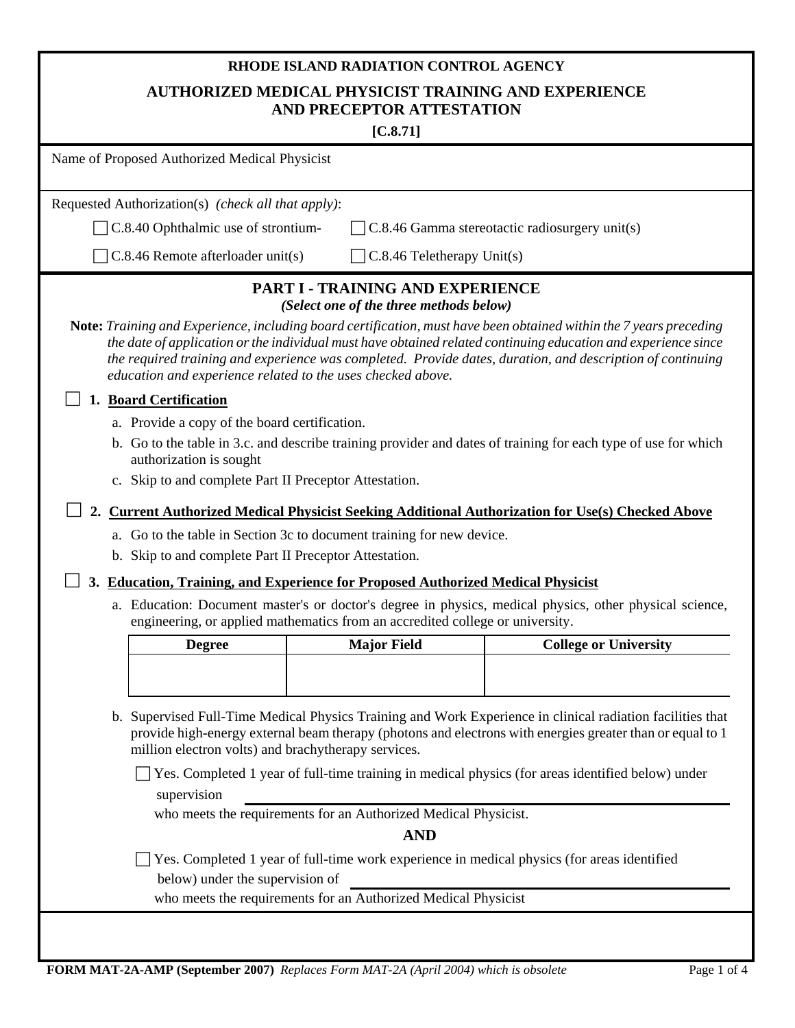**RHODE ISLAND RADIATION CONTROL AGENCY**

# AUTHORIZED MEDICAL PHYSICIST TRAINING AND EXPERIENCE AND PRECEPTOR ATTESTATION

**[C.8.71]**

Name of Proposed Authorized Medical Physicist

Requested Authorization(s) *(check all that apply)*:

☐ C.8.40 Ophthalmic use of strontium-　　☐ C.8.46 Gamma stereotactic radiosurgery unit(s)

☐ C.8.46 Remote afterloader unit(s)　　☐ C.8.46 Teletherapy Unit(s)

## PART I - TRAINING AND EXPERIENCE

***(Select one of the three methods below)***

**Note:** *Training and Experience, including board certification, must have been obtained within the 7 years preceding the date of application or the individual must have obtained related continuing education and experience since the required training and experience was completed. Provide dates, duration, and description of continuing education and experience related to the uses checked above.*

☐ **1. Board Certification**

a. Provide a copy of the board certification.

b. Go to the table in 3.c. and describe training provider and dates of training for each type of use for which authorization is sought

c. Skip to and complete Part II Preceptor Attestation.

☐ **2. Current Authorized Medical Physicist Seeking Additional Authorization for Use(s) Checked Above**

a. Go to the table in Section 3c to document training for new device.

b. Skip to and complete Part II Preceptor Attestation.

☐ **3. Education, Training, and Experience for Proposed Authorized Medical Physicist**

a. Education: Document master's or doctor's degree in physics, medical physics, other physical science, engineering, or applied mathematics from an accredited college or university.

| Degree | Major Field | College or University |
|---|---|---|
| | | |

b. Supervised Full-Time Medical Physics Training and Work Experience in clinical radiation facilities that provide high-energy external beam therapy (photons and electrons with energies greater than or equal to 1 million electron volts) and brachytherapy services.

☐ Yes. Completed 1 year of full-time training in medical physics (for areas identified below) under supervision ______________________________ who meets the requirements for an Authorized Medical Physicist.

**AND**

☐ Yes. Completed 1 year of full-time work experience in medical physics (for areas identified below) under the supervision of ______________________________ who meets the requirements for an Authorized Medical Physicist

**FORM MAT-2A-AMP (September 2007)** *Replaces Form MAT-2A (April 2004) which is obsolete*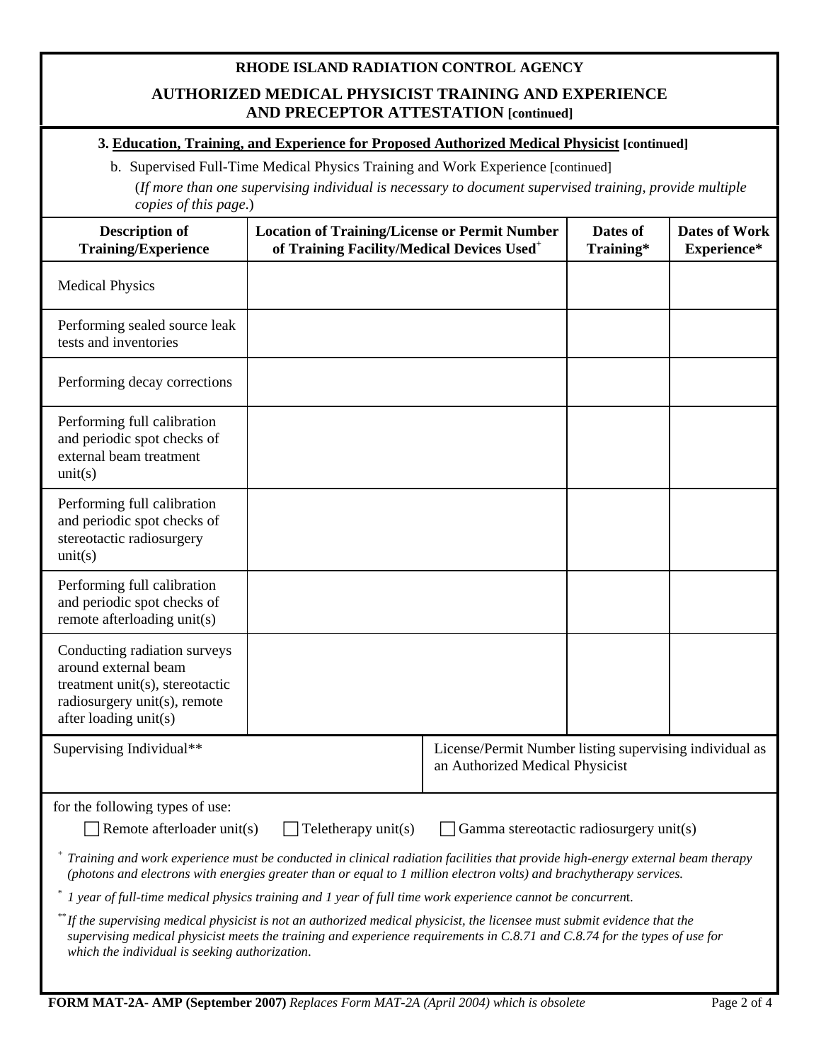**RHODE ISLAND RADIATION CONTROL AGENCY**

## AUTHORIZED MEDICAL PHYSICIST TRAINING AND EXPERIENCE AND PRECEPTOR ATTESTATION [continued]

### 3. Education, Training, and Experience for Proposed Authorized Medical Physicist [continued]

b. Supervised Full-Time Medical Physics Training and Work Experience [continued]

(*If more than one supervising individual is necessary to document supervised training, provide multiple copies of this page.*)

| Description of Training/Experience | Location of Training/License or Permit Number of Training Facility/Medical Devices Used[+] | Dates of Training* | Dates of Work Experience* |
|---|---|---|---|
| Medical Physics | | | |
| Performing sealed source leak tests and inventories | | | |
| Performing decay corrections | | | |
| Performing full calibration and periodic spot checks of external beam treatment unit(s) | | | |
| Performing full calibration and periodic spot checks of stereotactic radiosurgery unit(s) | | | |
| Performing full calibration and periodic spot checks of remote afterloading unit(s) | | | |
| Conducting radiation surveys around external beam treatment unit(s), stereotactic radiosurgery unit(s), remote after loading unit(s) | | | |

| Supervising Individual** | License/Permit Number listing supervising individual as an Authorized Medical Physicist |
|---|---|
| | |

for the following types of use:

☐ Remote afterloader unit(s) ☐ Teletherapy unit(s) ☐ Gamma stereotactic radiosurgery unit(s)

[+] *Training and work experience must be conducted in clinical radiation facilities that provide high-energy external beam therapy (photons and electrons with energies greater than or equal to 1 million electron volts) and brachytherapy services.*

[*] *1 year of full-time medical physics training and 1 year of full time work experience cannot be concurrent.*

[**] *If the supervising medical physicist is not an authorized medical physicist, the licensee must submit evidence that the supervising medical physicist meets the training and experience requirements in C.8.71 and C.8.74 for the types of use for which the individual is seeking authorization.*

**FORM MAT-2A- AMP (September 2007)** *Replaces Form MAT-2A (April 2004) which is obsolete*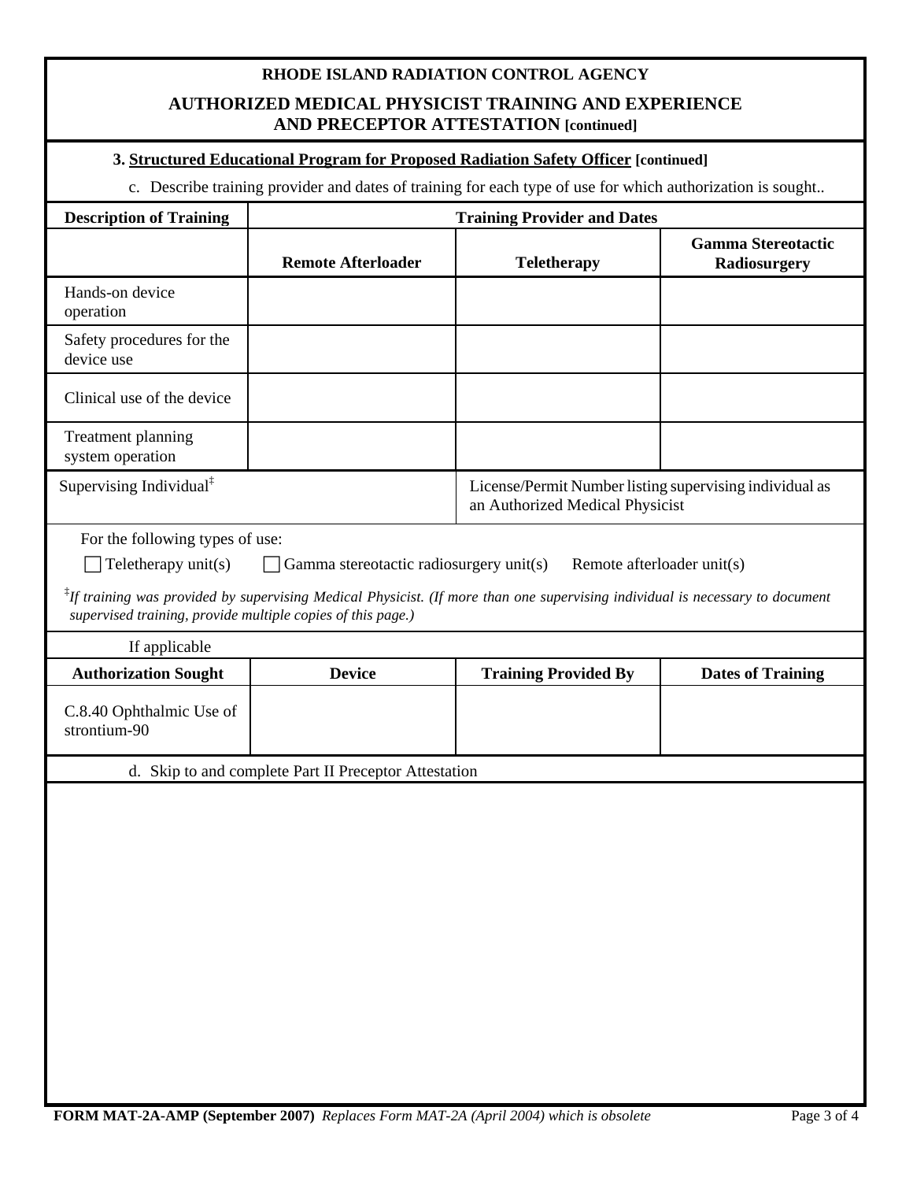# RHODE ISLAND RADIATION CONTROL AGENCY

## AUTHORIZED MEDICAL PHYSICIST TRAINING AND EXPERIENCE AND PRECEPTOR ATTESTATION [continued]

**3. Structured Educational Program for Proposed Radiation Safety Officer [continued]**

c. Describe training provider and dates of training for each type of use for which authorization is sought..

| Description of Training | Training Provider and Dates | | |
|---|---|---|---|
| | **Remote Afterloader** | **Teletherapy** | **Gamma Stereotactic Radiosurgery** |
| Hands-on device operation | | | |
| Safety procedures for the device use | | | |
| Clinical use of the device | | | |
| Treatment planning system operation | | | |

| Supervising Individual[‡] | License/Permit Number listing supervising individual as an Authorized Medical Physicist |
|---|---|
| | |

For the following types of use:

☐ Teletherapy unit(s) ☐ Gamma stereotactic radiosurgery unit(s) Remote afterloader unit(s)

[‡]*If training was provided by supervising Medical Physicist. (If more than one supervising individual is necessary to document supervised training, provide multiple copies of this page.)*

If applicable

| Authorization Sought | Device | Training Provided By | Dates of Training |
|---|---|---|---|
| C.8.40 Ophthalmic Use of strontium-90 | | | |

d. Skip to and complete Part II Preceptor Attestation

**FORM MAT-2A-AMP (September 2007)** *Replaces Form MAT-2A (April 2004) which is obsolete*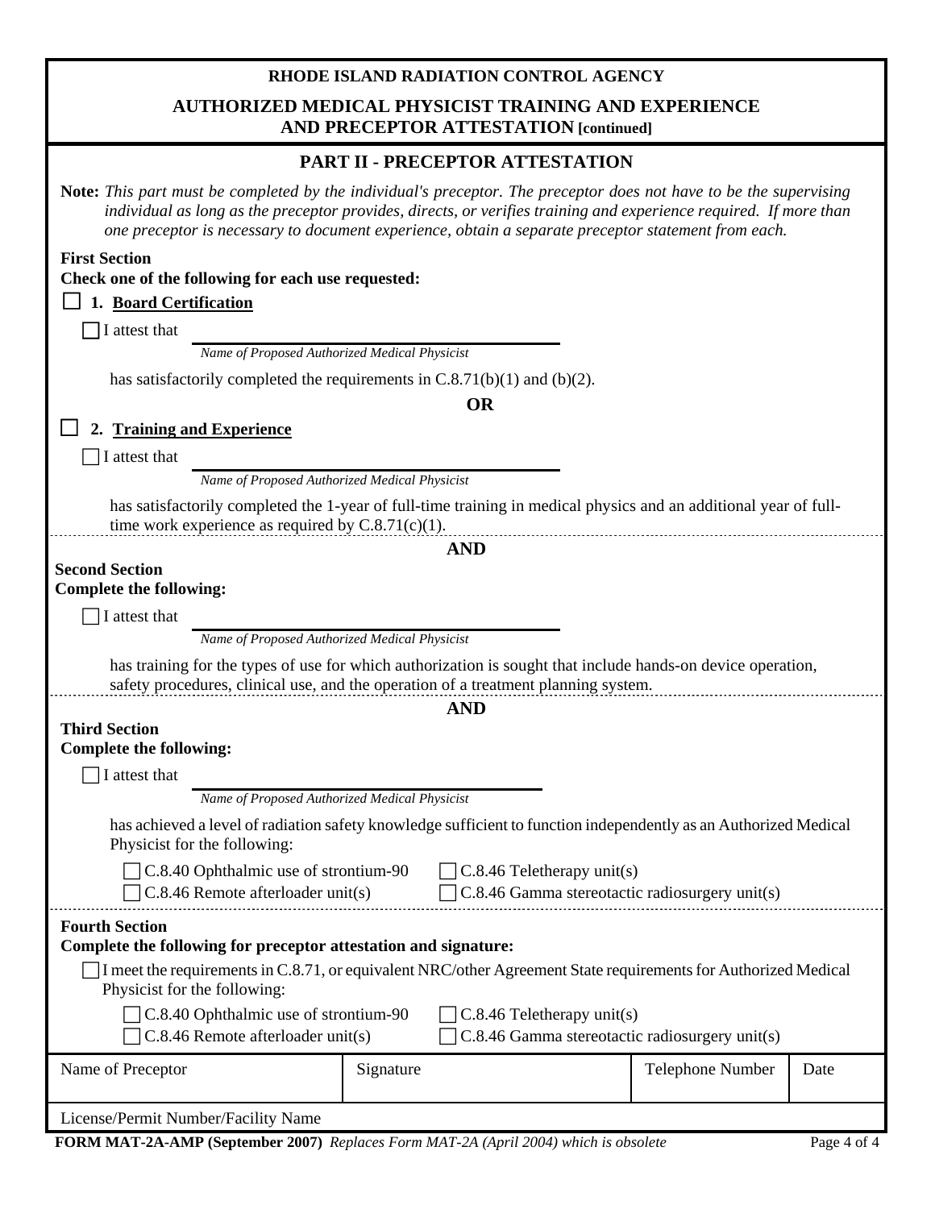**RHODE ISLAND RADIATION CONTROL AGENCY**

**AUTHORIZED MEDICAL PHYSICIST TRAINING AND EXPERIENCE AND PRECEPTOR ATTESTATION [continued]**

## PART II - PRECEPTOR ATTESTATION

**Note:** *This part must be completed by the individual's preceptor. The preceptor does not have to be the supervising individual as long as the preceptor provides, directs, or verifies training and experience required. If more than one preceptor is necessary to document experience, obtain a separate preceptor statement from each.*

**First Section**

**Check one of the following for each use requested:**

☐ **1. Board Certification**

☐ I attest that ______________________________
*Name of Proposed Authorized Medical Physicist*

has satisfactorily completed the requirements in C.8.71(b)(1) and (b)(2).

**OR**

☐ **2. Training and Experience**

☐ I attest that ______________________________
*Name of Proposed Authorized Medical Physicist*

has satisfactorily completed the 1-year of full-time training in medical physics and an additional year of full-time work experience as required by C.8.71(c)(1).

**AND**

**Second Section**

**Complete the following:**

☐ I attest that ______________________________
*Name of Proposed Authorized Medical Physicist*

has training for the types of use for which authorization is sought that include hands-on device operation, safety procedures, clinical use, and the operation of a treatment planning system.

**AND**

**Third Section**

**Complete the following:**

☐ I attest that ______________________________
*Name of Proposed Authorized Medical Physicist*

has achieved a level of radiation safety knowledge sufficient to function independently as an Authorized Medical Physicist for the following:

☐ C.8.40 Ophthalmic use of strontium-90 ☐ C.8.46 Teletherapy unit(s)
☐ C.8.46 Remote afterloader unit(s) ☐ C.8.46 Gamma stereotactic radiosurgery unit(s)

**Fourth Section**

**Complete the following for preceptor attestation and signature:**

☐ I meet the requirements in C.8.71, or equivalent NRC/other Agreement State requirements for Authorized Medical Physicist for the following:

☐ C.8.40 Ophthalmic use of strontium-90 ☐ C.8.46 Teletherapy unit(s)
☐ C.8.46 Remote afterloader unit(s) ☐ C.8.46 Gamma stereotactic radiosurgery unit(s)

| Name of Preceptor | Signature | Telephone Number | Date |
|---|---|---|---|
| | | | |

License/Permit Number/Facility Name

**FORM MAT-2A-AMP (September 2007)** *Replaces Form MAT-2A (April 2004) which is obsolete*